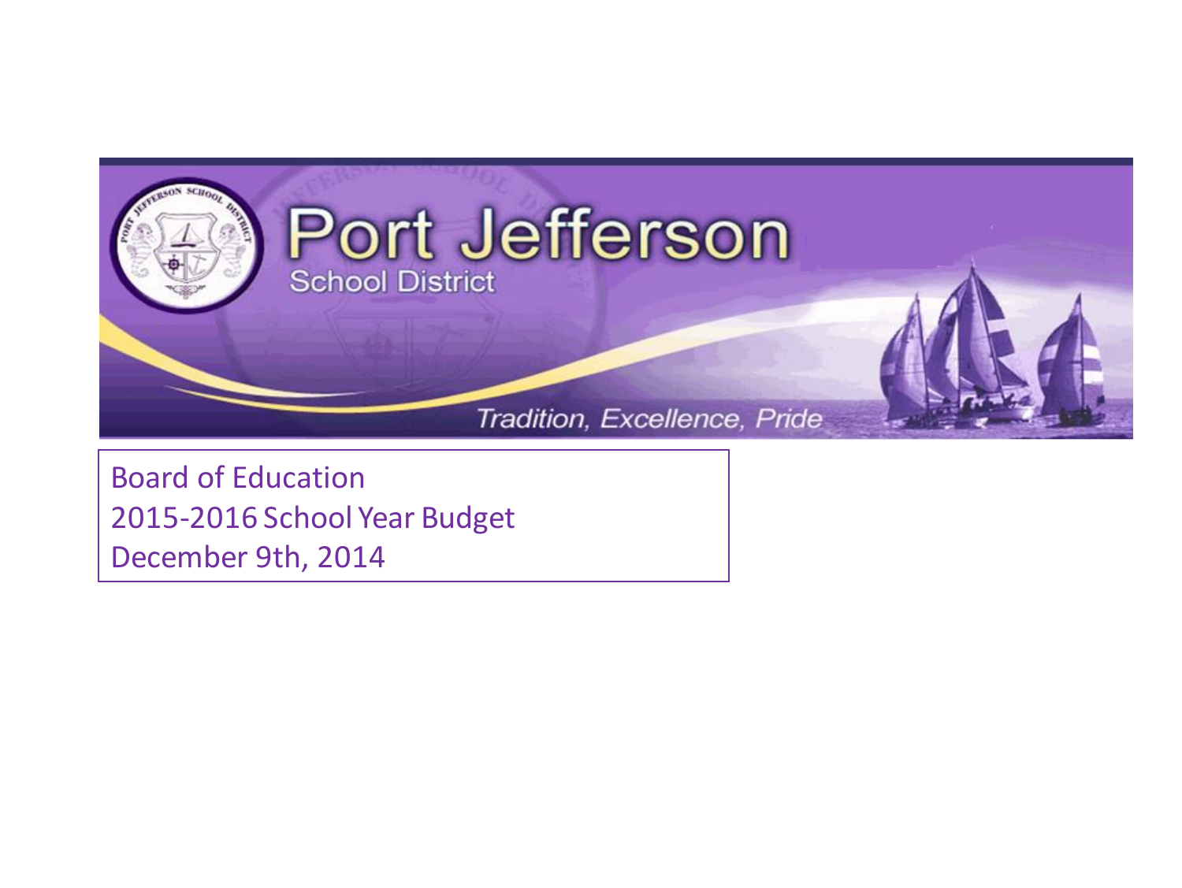# Port Jefferson

## School District

*Tradition, Excellence, Pride*

Board of Education
2015-2016 School Year Budget
December 9th, 2014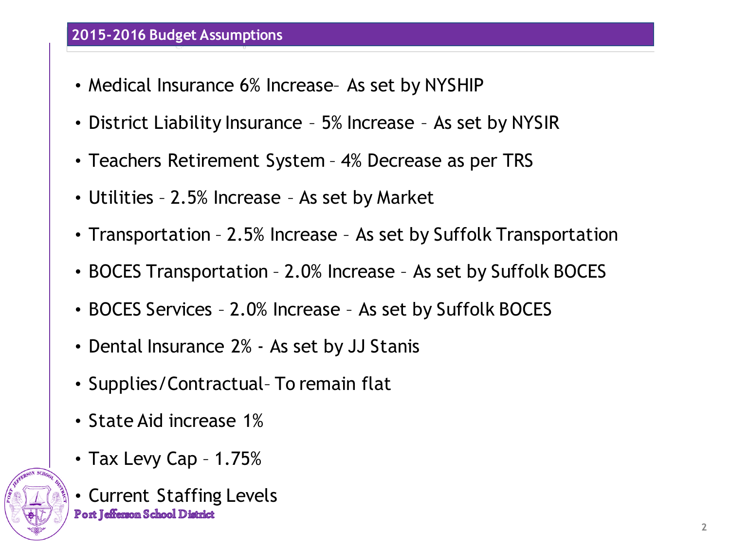## 2015-2016 Budget Assumptions

- Medical Insurance 6% Increase– As set by NYSHIP
- District Liability Insurance – 5% Increase – As set by NYSIR
- Teachers Retirement System – 4% Decrease as per TRS
- Utilities – 2.5% Increase – As set by Market
- Transportation – 2.5% Increase – As set by Suffolk Transportation
- BOCES Transportation – 2.0% Increase – As set by Suffolk BOCES
- BOCES Services – 2.0% Increase – As set by Suffolk BOCES
- Dental Insurance 2% - As set by JJ Stanis
- Supplies/Contractual– To remain flat
- State Aid increase 1%
- Tax Levy Cap – 1.75%
- Current Staffing Levels

Port Jefferson School District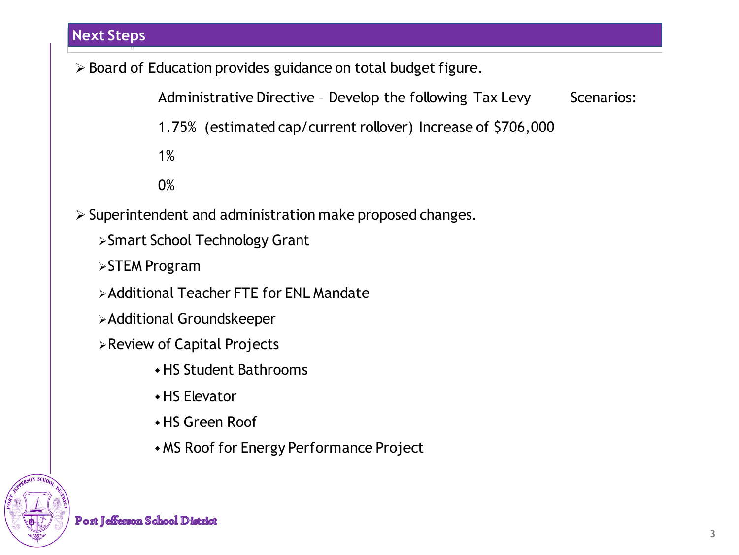## Next Steps

- Board of Education provides guidance on total budget figure.

  Administrative Directive – Develop the following Tax Levy Scenarios:

  1.75% (estimated cap/current rollover) Increase of $706,000

  1%

  0%

- Superintendent and administration make proposed changes.
  - Smart School Technology Grant
  - STEM Program
  - Additional Teacher FTE for ENL Mandate
  - Additional Groundskeeper
  - Review of Capital Projects
    - HS Student Bathrooms
    - HS Elevator
    - HS Green Roof
    - MS Roof for Energy Performance Project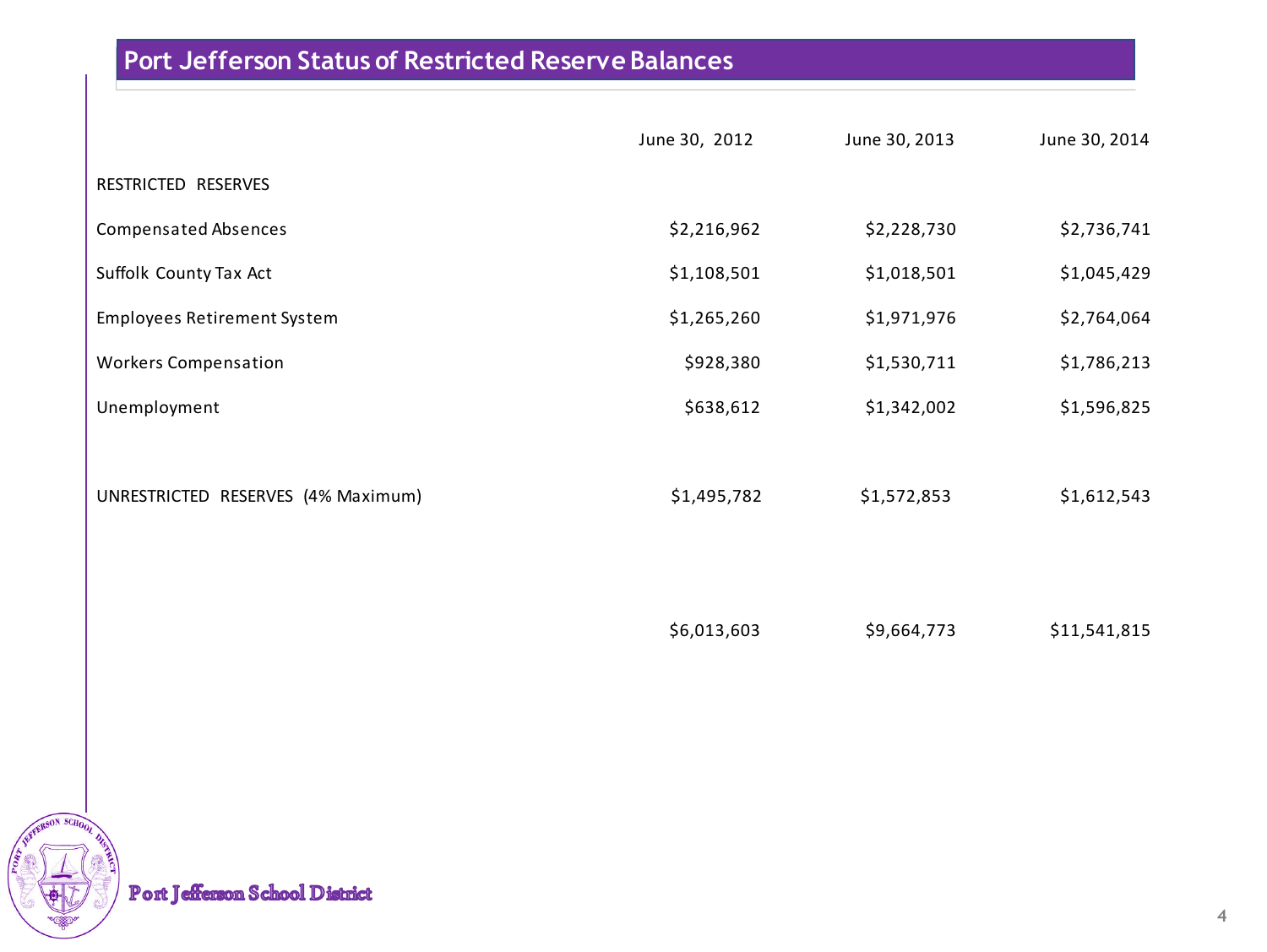## Port Jefferson Status of Restricted Reserve Balances

| | June 30, 2012 | June 30, 2013 | June 30, 2014 |
|---|---|---|---|
| RESTRICTED RESERVES | | | |
| Compensated Absences | $2,216,962 | $2,228,730 | $2,736,741 |
| Suffolk County Tax Act | $1,108,501 | $1,018,501 | $1,045,429 |
| Employees Retirement System | $1,265,260 | $1,971,976 | $2,764,064 |
| Workers Compensation | $928,380 | $1,530,711 | $1,786,213 |
| Unemployment | $638,612 | $1,342,002 | $1,596,825 |
| | | | |
| UNRESTRICTED RESERVES (4% Maximum) | $1,495,782 | $1,572,853 | $1,612,543 |
| | | | |
| | $6,013,603 | $9,664,773 | $11,541,815 |

Port Jefferson School District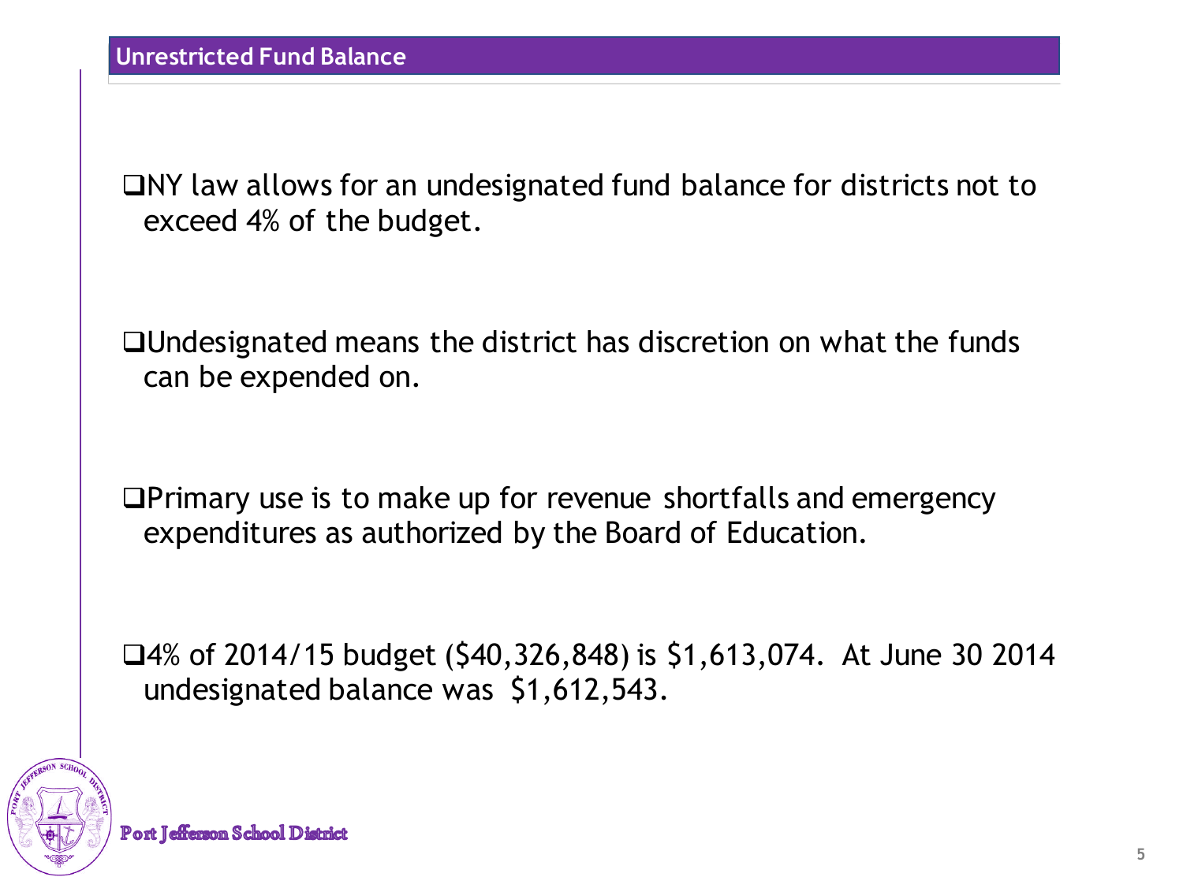## Unrestricted Fund Balance

- NY law allows for an undesignated fund balance for districts not to exceed 4% of the budget.

- Undesignated means the district has discretion on what the funds can be expended on.

- Primary use is to make up for revenue shortfalls and emergency expenditures as authorized by the Board of Education.

- 4% of 2014/15 budget ($40,326,848) is $1,613,074. At June 30 2014 undesignated balance was $1,612,543.

Port Jefferson School District